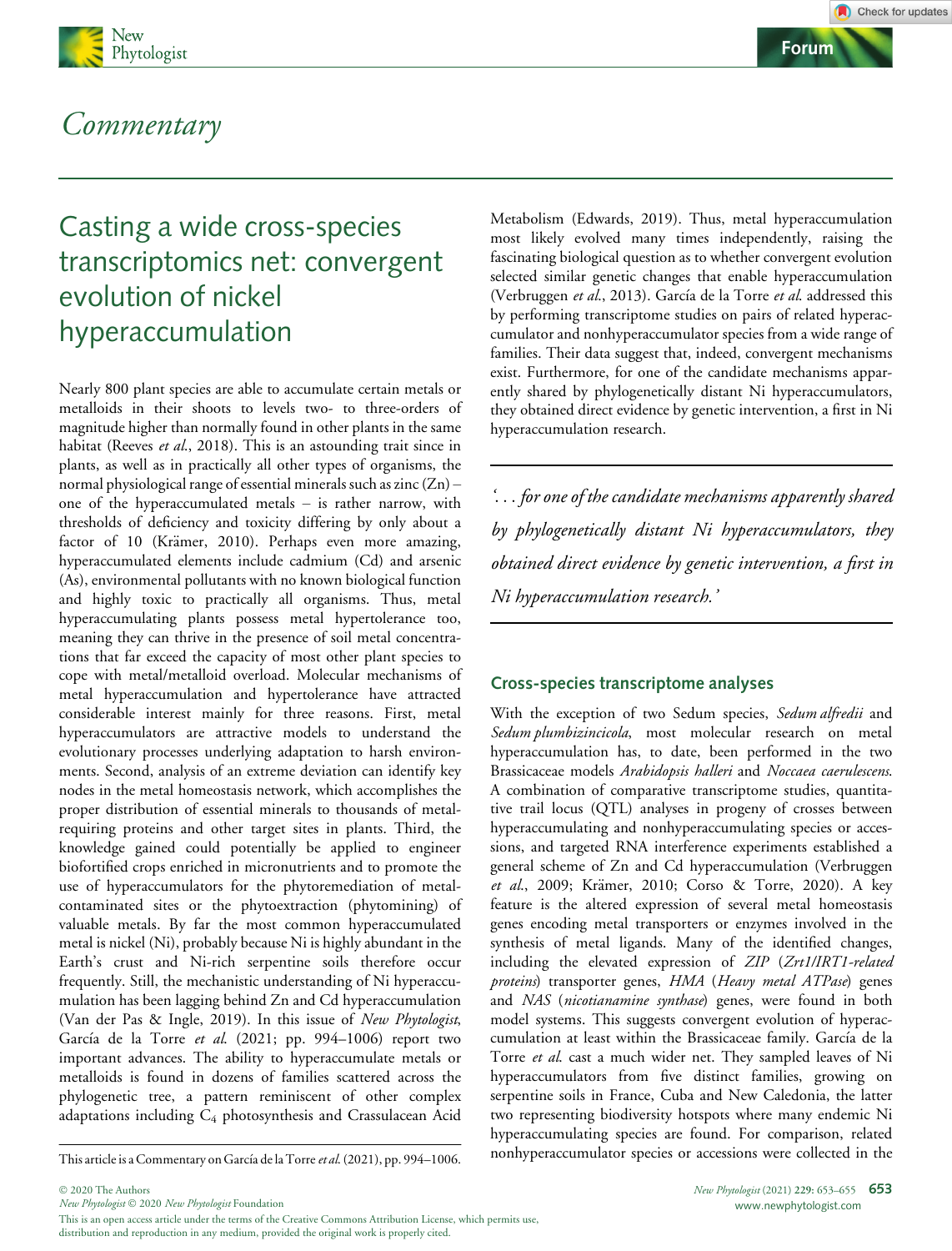# Commentary

## Casting a wide cross-species transcriptomics net: convergent evolution of nickel hyperaccumulation

Nearly 800 plant species are able to accumulate certain metals or metalloids in their shoots to levels two- to three-orders of magnitude higher than normally found in other plants in the same habitat (Reeves *et al.*, 2018). This is an astounding trait since in plants, as well as in practically all other types of organisms, the normal physiological range of essential minerals such as zinc (Zn) – one of the hyperaccumulated metals – is rather narrow, with thresholds of deficiency and toxicity differing by only about a factor of 10 (Krämer, 2010). Perhaps even more amazing, hyperaccumulated elements include cadmium (Cd) and arsenic (As), environmental pollutants with no known biological function and highly toxic to practically all organisms. Thus, metal hyperaccumulating plants possess metal hypertolerance too, meaning they can thrive in the presence of soil metal concentrations that far exceed the capacity of most other plant species to cope with metal/metalloid overload. Molecular mechanisms of metal hyperaccumulation and hypertolerance have attracted considerable interest mainly for three reasons. First, metal hyperaccumulators are attractive models to understand the evolutionary processes underlying adaptation to harsh environments. Second, analysis of an extreme deviation can identify key nodes in the metal homeostasis network, which accomplishes the proper distribution of essential minerals to thousands of metal-requiring proteins and other target sites in plants. Third, the knowledge gained could potentially be applied to engineer biofortified crops enriched in micronutrients and to promote the use of hyperaccumulators for the phytoremediation of metal-contaminated sites or the phytoextraction (phytomining) of valuable metals. By far the most common hyperaccumulated metal is nickel (Ni), probably because Ni is highly abundant in the Earth's crust and Ni-rich serpentine soils therefore occur frequently. Still, the mechanistic understanding of Ni hyperaccumulation has been lagging behind Zn and Cd hyperaccumulation (Van der Pas & Ingle, 2019). In this issue of *New Phytologist*, García de la Torre *et al.* (2021; pp. 994–1006) report two important advances. The ability to hyperaccumulate metals or metalloids is found in dozens of families scattered across the phylogenetic tree, a pattern reminiscent of other complex adaptations including $C_4$ photosynthesis and Crassulacean Acid Metabolism (Edwards, 2019). Thus, metal hyperaccumulation most likely evolved many times independently, raising the fascinating biological question as to whether convergent evolution selected similar genetic changes that enable hyperaccumulation (Verbruggen *et al.*, 2013). García de la Torre *et al.* addressed this by performing transcriptome studies on pairs of related hyperaccumulator and nonhyperaccumulator species from a wide range of families. Their data suggest that, indeed, convergent mechanisms exist. Furthermore, for one of the candidate mechanisms apparently shared by phylogenetically distant Ni hyperaccumulators, they obtained direct evidence by genetic intervention, a first in Ni hyperaccumulation research.

This article is a Commentary on García de la Torre *et al.* (2021), pp. 994–1006.

> *'... for one of the candidate mechanisms apparently shared by phylogenetically distant Ni hyperaccumulators, they obtained direct evidence by genetic intervention, a first in Ni hyperaccumulation research.'*

### Cross-species transcriptome analyses

With the exception of two Sedum species, *Sedum alfredii* and *Sedum plumbizincicola*, most molecular research on metal hyperaccumulation has, to date, been performed in the two Brassicaceae models *Arabidopsis halleri* and *Noccaea caerulescens*. A combination of comparative transcriptome studies, quantitative trail locus (QTL) analyses in progeny of crosses between hyperaccumulating and nonhyperaccumulating species or accessions, and targeted RNA interference experiments established a general scheme of Zn and Cd hyperaccumulation (Verbruggen *et al.*, 2009; Krämer, 2010; Corso & Torre, 2020). A key feature is the altered expression of several metal homeostasis genes encoding metal transporters or enzymes involved in the synthesis of metal ligands. Many of the identified changes, including the elevated expression of *ZIP* (*Zrt1/IRT1-related proteins*) transporter genes, *HMA* (*Heavy metal ATPase*) genes and *NAS* (*nicotianamine synthase*) genes, were found in both model systems. This suggests convergent evolution of hyperaccumulation at least within the Brassicaceae family. García de la Torre *et al.* cast a much wider net. They sampled leaves of Ni hyperaccumulators from five distinct families, growing on serpentine soils in France, Cuba and New Caledonia, the latter two representing biodiversity hotspots where many endemic Ni hyperaccumulating species are found. For comparison, related nonhyperaccumulator species or accessions were collected in the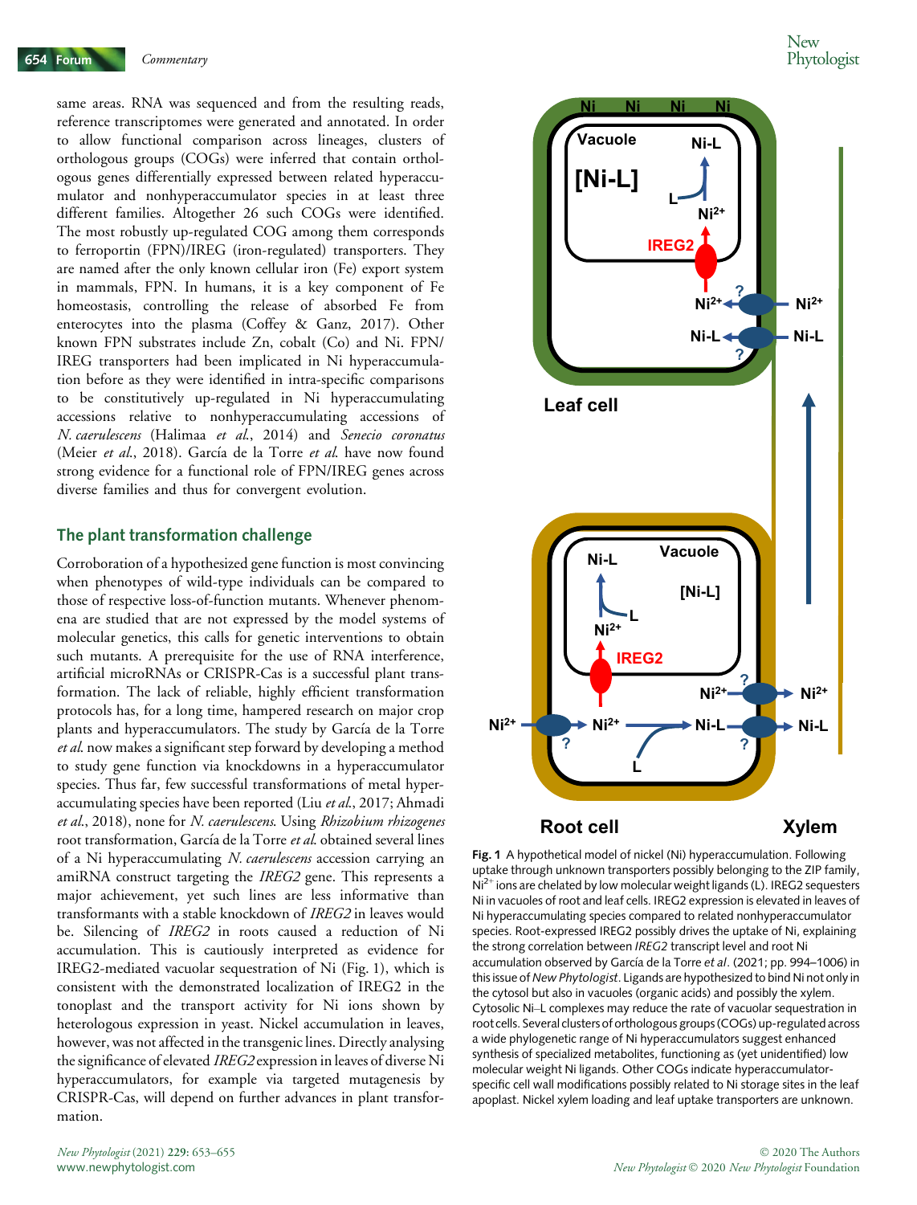same areas. RNA was sequenced and from the resulting reads, reference transcriptomes were generated and annotated. In order to allow functional comparison across lineages, clusters of orthologous groups (COGs) were inferred that contain orthologous genes differentially expressed between related hyperaccumulator and nonhyperaccumulator species in at least three different families. Altogether 26 such COGs were identified. The most robustly up-regulated COG among them corresponds to ferroportin (FPN)/IREG (iron-regulated) transporters. They are named after the only known cellular iron (Fe) export system in mammals, FPN. In humans, it is a key component of Fe homeostasis, controlling the release of absorbed Fe from enterocytes into the plasma (Coffey & Ganz, 2017). Other known FPN substrates include Zn, cobalt (Co) and Ni. FPN/IREG transporters had been implicated in Ni hyperaccumulation before as they were identified in intra-specific comparisons to be constitutively up-regulated in Ni hyperaccumulating accessions relative to nonhyperaccumulating accessions of *N. caerulescens* (Halimaa *et al.*, 2014) and *Senecio coronatus* (Meier *et al.*, 2018). García de la Torre *et al.* have now found strong evidence for a functional role of FPN/IREG genes across diverse families and thus for convergent evolution.

## The plant transformation challenge

Corroboration of a hypothesized gene function is most convincing when phenotypes of wild-type individuals can be compared to those of respective loss-of-function mutants. Whenever phenomena are studied that are not expressed by the model systems of molecular genetics, this calls for genetic interventions to obtain such mutants. A prerequisite for the use of RNA interference, artificial microRNAs or CRISPR-Cas is a successful plant transformation. The lack of reliable, highly efficient transformation protocols has, for a long time, hampered research on major crop plants and hyperaccumulators. The study by García de la Torre *et al.* now makes a significant step forward by developing a method to study gene function via knockdowns in a hyperaccumulator species. Thus far, few successful transformations of metal hyperaccumulating species have been reported (Liu *et al.*, 2017; Ahmadi *et al.*, 2018), none for *N. caerulescens*. Using *Rhizobium rhizogenes* root transformation, García de la Torre *et al.* obtained several lines of a Ni hyperaccumulating *N. caerulescens* accession carrying an amiRNA construct targeting the *IREG2* gene. This represents a major achievement, yet such lines are less informative than transformants with a stable knockdown of *IREG2* in leaves would be. Silencing of *IREG2* in roots caused a reduction of Ni accumulation. This is cautiously interpreted as evidence for IREG2-mediated vacuolar sequestration of Ni (Fig. 1), which is consistent with the demonstrated localization of IREG2 in the tonoplast and the transport activity for Ni ions shown by heterologous expression in yeast. Nickel accumulation in leaves, however, was not affected in the transgenic lines. Directly analysing the significance of elevated *IREG2* expression in leaves of diverse Ni hyperaccumulators, for example via targeted mutagenesis by CRISPR-Cas, will depend on further advances in plant transformation.

**Fig. 1** A hypothetical model of nickel (Ni) hyperaccumulation. Following uptake through unknown transporters possibly belonging to the ZIP family, $Ni^{2+}$ ions are chelated by low molecular weight ligands (L). IREG2 sequesters Ni in vacuoles of root and leaf cells. IREG2 expression is elevated in leaves of Ni hyperaccumulating species compared to related nonhyperaccumulator species. Root-expressed IREG2 possibly drives the uptake of Ni, explaining the strong correlation between *IREG2* transcript level and root Ni accumulation observed by García de la Torre *et al*. (2021; pp. 994–1006) in this issue of *New Phytologist*. Ligands are hypothesized to bind Ni not only in the cytosol but also in vacuoles (organic acids) and possibly the xylem. Cytosolic Ni–L complexes may reduce the rate of vacuolar sequestration in root cells. Several clusters of orthologous groups (COGs) up-regulated across a wide phylogenetic range of Ni hyperaccumulators suggest enhanced synthesis of specialized metabolites, functioning as (yet unidentified) low molecular weight Ni ligands. Other COGs indicate hyperaccumulator-specific cell wall modifications possibly related to Ni storage sites in the leaf apoplast. Nickel xylem loading and leaf uptake transporters are unknown.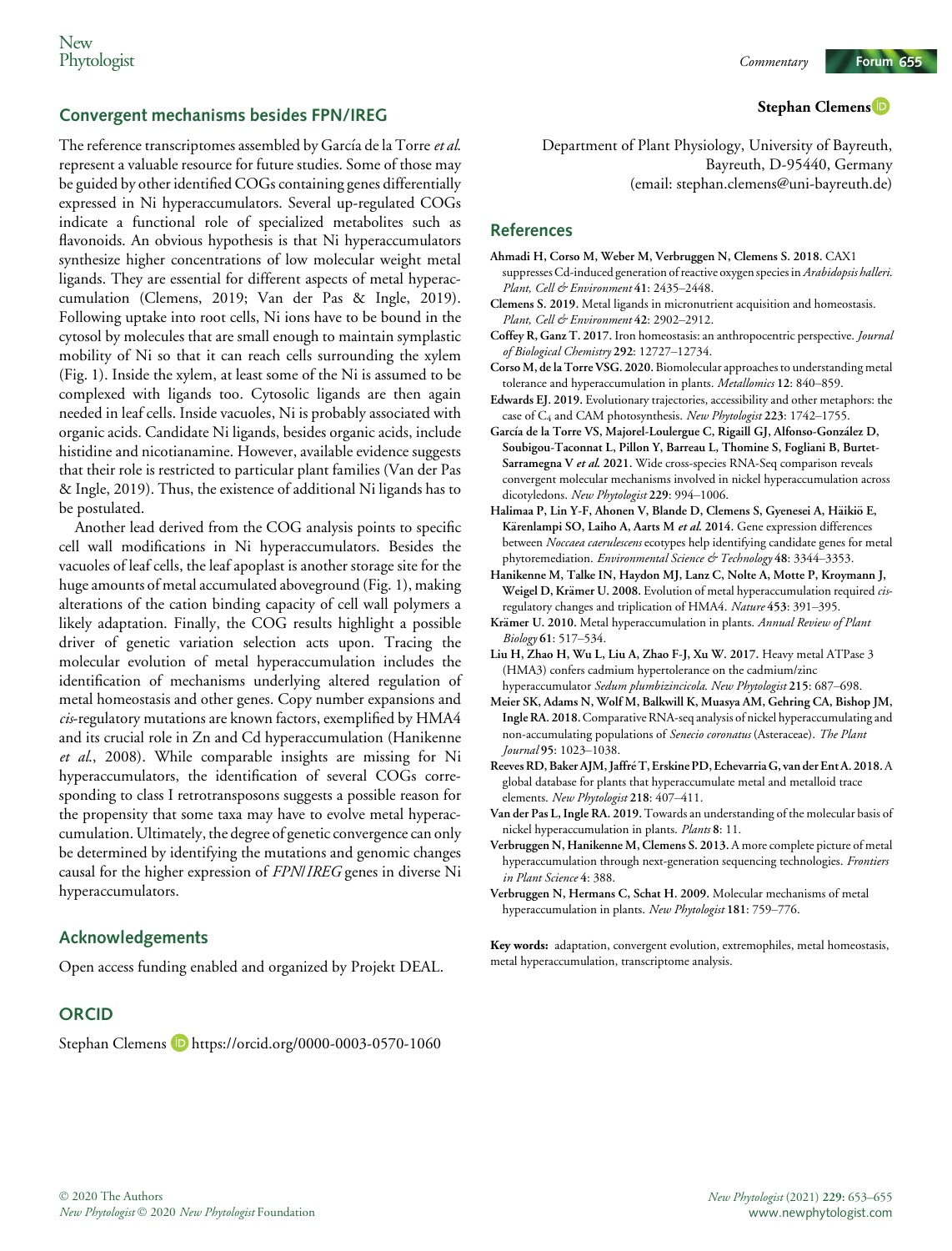## Convergent mechanisms besides FPN/IREG

The reference transcriptomes assembled by García de la Torre *et al.* represent a valuable resource for future studies. Some of those may be guided by other identified COGs containing genes differentially expressed in Ni hyperaccumulators. Several up-regulated COGs indicate a functional role of specialized metabolites such as flavonoids. An obvious hypothesis is that Ni hyperaccumulators synthesize higher concentrations of low molecular weight metal ligands. They are essential for different aspects of metal hyperaccumulation (Clemens, 2019; Van der Pas & Ingle, 2019). Following uptake into root cells, Ni ions have to be bound in the cytosol by molecules that are small enough to maintain symplastic mobility of Ni so that it can reach cells surrounding the xylem (Fig. 1). Inside the xylem, at least some of the Ni is assumed to be complexed with ligands too. Cytosolic ligands are then again needed in leaf cells. Inside vacuoles, Ni is probably associated with organic acids. Candidate Ni ligands, besides organic acids, include histidine and nicotianamine. However, available evidence suggests that their role is restricted to particular plant families (Van der Pas & Ingle, 2019). Thus, the existence of additional Ni ligands has to be postulated.

Another lead derived from the COG analysis points to specific cell wall modifications in Ni hyperaccumulators. Besides the vacuoles of leaf cells, the leaf apoplast is another storage site for the huge amounts of metal accumulated aboveground (Fig. 1), making alterations of the cation binding capacity of cell wall polymers a likely adaptation. Finally, the COG results highlight a possible driver of genetic variation selection acts upon. Tracing the molecular evolution of metal hyperaccumulation includes the identification of mechanisms underlying altered regulation of metal homeostasis and other genes. Copy number expansions and *cis*-regulatory mutations are known factors, exemplified by HMA4 and its crucial role in Zn and Cd hyperaccumulation (Hanikenne *et al.*, 2008). While comparable insights are missing for Ni hyperaccumulators, the identification of several COGs corresponding to class I retrotransposons suggests a possible reason for the propensity that some taxa may have to evolve metal hyperaccumulation. Ultimately, the degree of genetic convergence can only be determined by identifying the mutations and genomic changes causal for the higher expression of *FPN*/*IREG* genes in diverse Ni hyperaccumulators.

## Acknowledgements

Open access funding enabled and organized by Projekt DEAL.

## ORCID

Stephan Clemens https://orcid.org/0000-0003-0570-1060

**Stephan Clemens**

Department of Plant Physiology, University of Bayreuth, Bayreuth, D-95440, Germany
(email: stephan.clemens@uni-bayreuth.de)

## References

**Ahmadi H, Corso M, Weber M, Verbruggen N, Clemens S. 2018.** CAX1 suppresses Cd-induced generation of reactive oxygen species in *Arabidopsis halleri*. *Plant, Cell & Environment* **41**: 2435–2448.

**Clemens S. 2019.** Metal ligands in micronutrient acquisition and homeostasis. *Plant, Cell & Environment* **42**: 2902–2912.

**Coffey R, Ganz T. 2017.** Iron homeostasis: an anthropocentric perspective. *Journal of Biological Chemistry* **292**: 12727–12734.

**Corso M, de la Torre VSG. 2020.** Biomolecular approaches to understanding metal tolerance and hyperaccumulation in plants. *Metallomics* **12**: 840–859.

**Edwards EJ. 2019.** Evolutionary trajectories, accessibility and other metaphors: the case of $C_4$ and CAM photosynthesis. *New Phytologist* **223**: 1742–1755.

**García de la Torre VS, Majorel-Loulergue C, Rigaill GJ, Alfonso-González D, Soubigou-Taconnat L, Pillon Y, Barreau L, Thomine S, Fogliani B, Burtet-Sarramegna V *et al.* 2021.** Wide cross-species RNA-Seq comparison reveals convergent molecular mechanisms involved in nickel hyperaccumulation across dicotyledons. *New Phytologist* **229**: 994–1006.

**Halimaa P, Lin Y-F, Ahonen V, Blande D, Clemens S, Gyenesei A, Häikiö E, Kärenlampi SO, Laiho A, Aarts M *et al.* 2014.** Gene expression differences between *Noccaea caerulescens* ecotypes help identifying candidate genes for metal phytoremediation. *Environmental Science & Technology* **48**: 3344–3353.

**Hanikenne M, Talke IN, Haydon MJ, Lanz C, Nolte A, Motte P, Kroymann J, Weigel D, Krämer U. 2008.** Evolution of metal hyperaccumulation required *cis*-regulatory changes and triplication of HMA4. *Nature* **453**: 391–395.

**Krämer U. 2010.** Metal hyperaccumulation in plants. *Annual Review of Plant Biology* **61**: 517–534.

**Liu H, Zhao H, Wu L, Liu A, Zhao F-J, Xu W. 2017.** Heavy metal ATPase 3 (HMA3) confers cadmium hypertolerance on the cadmium/zinc hyperaccumulator *Sedum plumbizincicola*. *New Phytologist* **215**: 687–698.

**Meier SK, Adams N, Wolf M, Balkwill K, Muasya AM, Gehring CA, Bishop JM, Ingle RA. 2018.** Comparative RNA-seq analysis of nickel hyperaccumulating and non-accumulating populations of *Senecio coronatus* (Asteraceae). *The Plant Journal* **95**: 1023–1038.

**Reeves RD, Baker AJM, Jaffré T, Erskine PD, Echevarria G, van der Ent A. 2018.** A global database for plants that hyperaccumulate metal and metalloid trace elements. *New Phytologist* **218**: 407–411.

**Van der Pas L, Ingle RA. 2019.** Towards an understanding of the molecular basis of nickel hyperaccumulation in plants. *Plants* **8**: 11.

**Verbruggen N, Hanikenne M, Clemens S. 2013.** A more complete picture of metal hyperaccumulation through next-generation sequencing technologies. *Frontiers in Plant Science* **4**: 388.

**Verbruggen N, Hermans C, Schat H. 2009.** Molecular mechanisms of metal hyperaccumulation in plants. *New Phytologist* **181**: 759–776.

**Key words:** adaptation, convergent evolution, extremophiles, metal homeostasis, metal hyperaccumulation, transcriptome analysis.